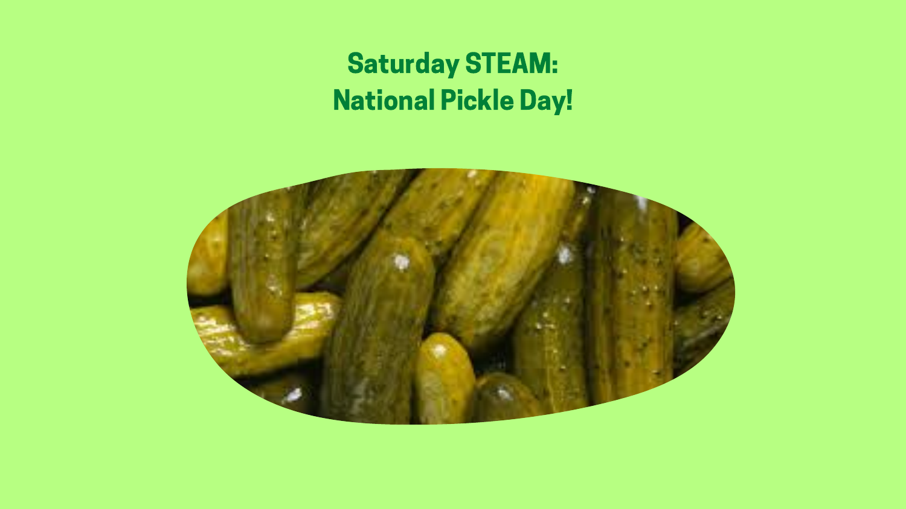# Saturday STEAM:
# National Pickle Day!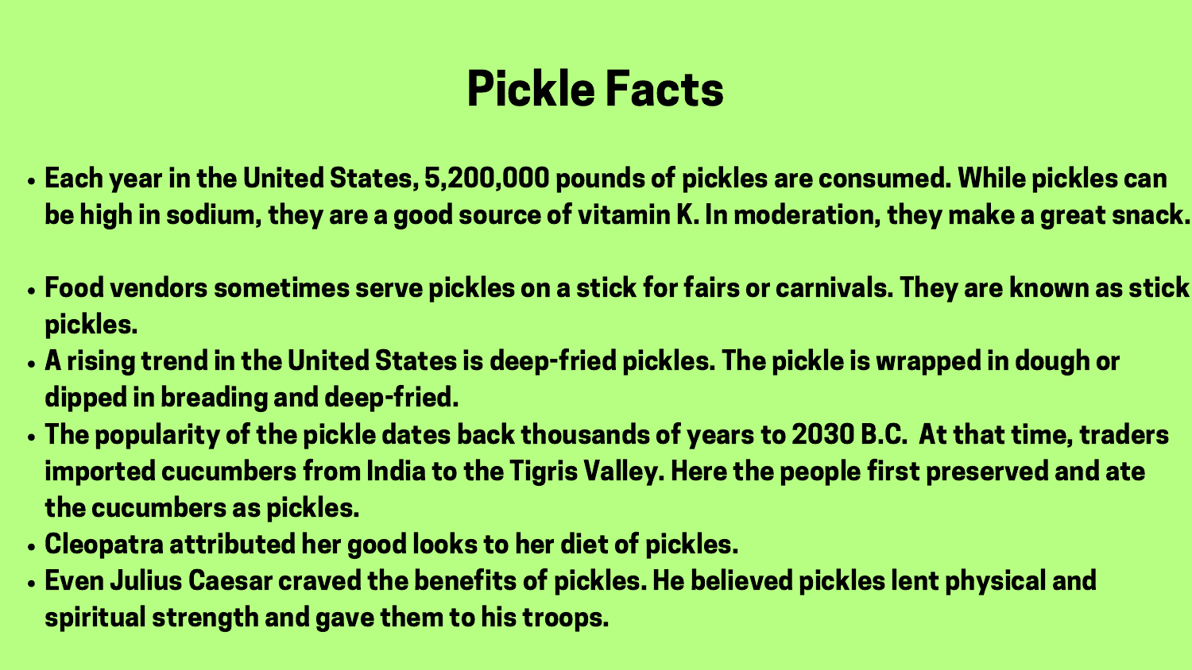# Pickle Facts

- Each year in the United States, 5,200,000 pounds of pickles are consumed. While pickles can be high in sodium, they are a good source of vitamin K. In moderation, they make a great snack.

- Food vendors sometimes serve pickles on a stick for fairs or carnivals. They are known as stick pickles.
- A rising trend in the United States is deep-fried pickles. The pickle is wrapped in dough or dipped in breading and deep-fried.
- The popularity of the pickle dates back thousands of years to 2030 B.C. At that time, traders imported cucumbers from India to the Tigris Valley. Here the people first preserved and ate the cucumbers as pickles.
- Cleopatra attributed her good looks to her diet of pickles.
- Even Julius Caesar craved the benefits of pickles. He believed pickles lent physical and spiritual strength and gave them to his troops.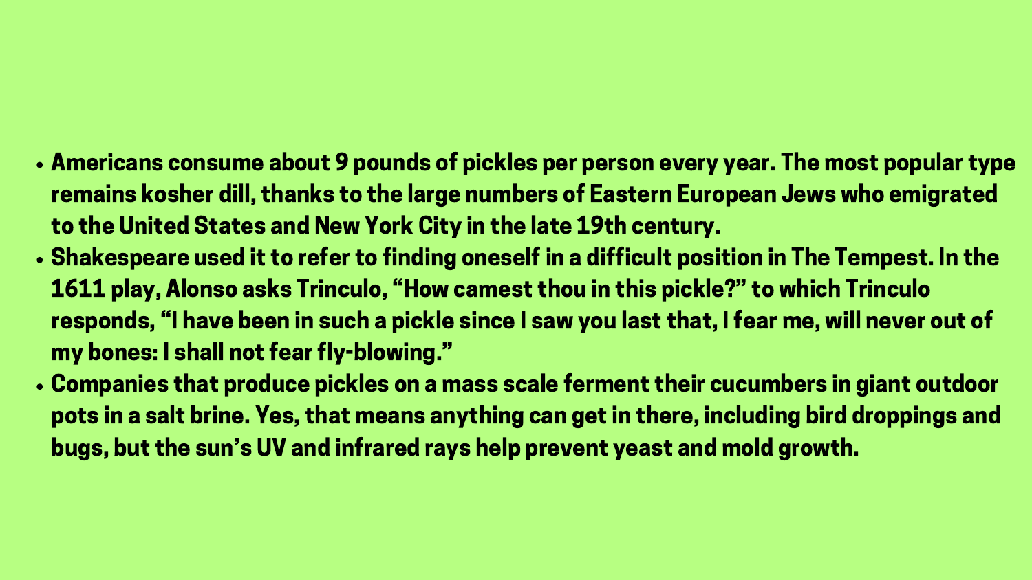- **Americans consume about 9 pounds of pickles per person every year. The most popular type remains kosher dill, thanks to the large numbers of Eastern European Jews who emigrated to the United States and New York City in the late 19th century.**
- **Shakespeare used it to refer to finding oneself in a difficult position in The Tempest. In the 1611 play, Alonso asks Trinculo, "How camest thou in this pickle?" to which Trinculo responds, "I have been in such a pickle since I saw you last that, I fear me, will never out of my bones: I shall not fear fly-blowing."**
- **Companies that produce pickles on a mass scale ferment their cucumbers in giant outdoor pots in a salt brine. Yes, that means anything can get in there, including bird droppings and bugs, but the sun's UV and infrared rays help prevent yeast and mold growth.**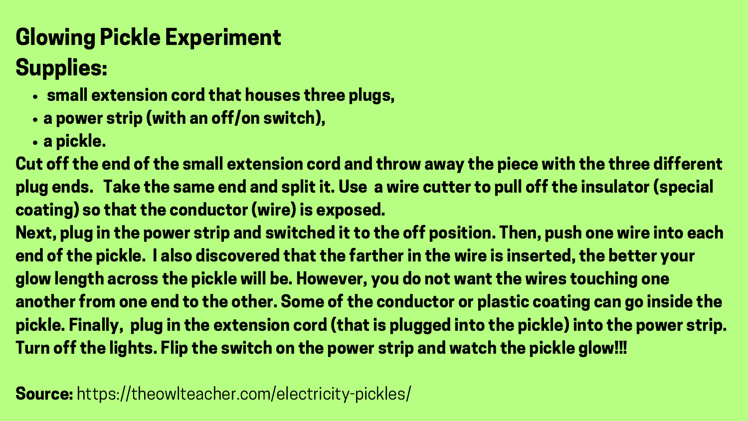# Glowing Pickle Experiment

## Supplies:

- small extension cord that houses three plugs,
- a power strip (with an off/on switch),
- a pickle.

Cut off the end of the small extension cord and throw away the piece with the three different plug ends. Take the same end and split it. Use a wire cutter to pull off the insulator (special coating) so that the conductor (wire) is exposed.

Next, plug in the power strip and switched it to the off position. Then, push one wire into each end of the pickle. I also discovered that the farther in the wire is inserted, the better your glow length across the pickle will be. However, you do not want the wires touching one another from one end to the other. Some of the conductor or plastic coating can go inside the pickle. Finally, plug in the extension cord (that is plugged into the pickle) into the power strip. Turn off the lights. Flip the switch on the power strip and watch the pickle glow!!!

**Source:** https://theowlteacher.com/electricity-pickles/